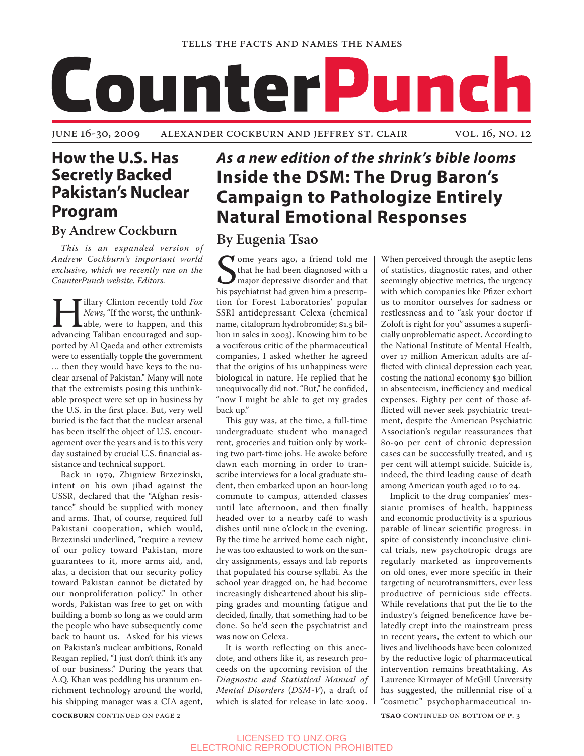TELLS THE FACTS AND NAMES THE NAMES

# CounterPunch

JUNE 16-30, 2009 ALEXANDER COCKBURN AND JEFFREY ST. CLAIR VOL. 16, NO. 12

## How the U.S. Has Secretly Backed Pakistan's Nuclear Program

### By Andrew Cockburn

*This is an expanded version of Andrew Cockburn's important world exclusive, which we recently ran on the CounterPunch website. Editors.*

Hillary Clinton recently told *Fox News*, "If the worst, the unthinkable, were to happen, and this advancing Taliban encouraged and supported by Al Qaeda and other extremists were to essentially topple the government … then they would have keys to the nuclear arsenal of Pakistan." Many will note that the extremists posing this unthinkable prospect were set up in business by the U.S. in the first place. But, very well buried is the fact that the nuclear arsenal has been itself the object of U.S. encouragement over the years and is to this very day sustained by crucial U.S. financial assistance and technical support.

Back in 1979, Zbigniew Brzezinski, intent on his own jihad against the USSR, declared that the "Afghan resistance" should be supplied with money and arms. That, of course, required full Pakistani cooperation, which would, Brzezinski underlined, "require a review of our policy toward Pakistan, more guarantees to it, more arms aid, and, alas, a decision that our security policy toward Pakistan cannot be dictated by our nonproliferation policy." In other words, Pakistan was free to get on with building a bomb so long as we could arm the people who have subsequently come back to haunt us. Asked for his views on Pakistan's nuclear ambitions, Ronald Reagan replied, "I just don't think it's any of our business." During the years that A.Q. Khan was peddling his uranium enrichment technology around the world, his shipping manager was a CIA agent,

**COCKBURN** CONTINUED ON PAGE 2

## *As a new edition of the shrink's bible looms*

## Inside the DSM: The Drug Baron's Campaign to Pathologize Entirely Natural Emotional Responses

### By Eugenia Tsao

Some years ago, a friend told me that he had been diagnosed with a major depressive disorder and that his psychiatrist had given him a prescription for Forest Laboratories' popular SSRI antidepressant Celexa (chemical name, citalopram hydrobromide; $1.5 billion in sales in 2003). Knowing him to be a vociferous critic of the pharmaceutical companies, I asked whether he agreed that the origins of his unhappiness were biological in nature. He replied that he unequivocally did not. "But," he confided, "now I might be able to get my grades back up."

This guy was, at the time, a full-time undergraduate student who managed rent, groceries and tuition only by working two part-time jobs. He awoke before dawn each morning in order to transcribe interviews for a local graduate student, then embarked upon an hour-long commute to campus, attended classes until late afternoon, and then finally headed over to a nearby café to wash dishes until nine o'clock in the evening. By the time he arrived home each night, he was too exhausted to work on the sundry assignments, essays and lab reports that populated his course syllabi. As the school year dragged on, he had become increasingly disheartened about his slipping grades and mounting fatigue and decided, finally, that something had to be done. So he'd seen the psychiatrist and was now on Celexa.

It is worth reflecting on this anecdote, and others like it, as research proceeds on the upcoming revision of the *Diagnostic and Statistical Manual of Mental Disorders* (*DSM-V*), a draft of which is slated for release in late 2009. When perceived through the aseptic lens of statistics, diagnostic rates, and other seemingly objective metrics, the urgency with which companies like Pfizer exhort us to monitor ourselves for sadness or restlessness and to "ask your doctor if Zoloft is right for you" assumes a superficially unproblematic aspect. According to the National Institute of Mental Health, over 17 million American adults are afflicted with clinical depression each year, costing the national economy $30 billion in absenteeism, inefficiency and medical expenses. Eighty per cent of those afflicted will never seek psychiatric treatment, despite the American Psychiatric Association's regular reassurances that 80-90 per cent of chronic depression cases can be successfully treated, and 15 per cent will attempt suicide. Suicide is, indeed, the third leading cause of death among American youth aged 10 to 24.

Implicit to the drug companies' messianic promises of health, happiness and economic productivity is a spurious parable of linear scientific progress: in spite of consistently inconclusive clinical trials, new psychotropic drugs are regularly marketed as improvements on old ones, ever more specific in their targeting of neurotransmitters, ever less productive of pernicious side effects. While revelations that put the lie to the industry's feigned beneficence have belatedly crept into the mainstream press in recent years, the extent to which our lives and livelihoods have been colonized by the reductive logic of pharmaceutical intervention remains breathtaking. As Laurence Kirmayer of McGill University has suggested, the millennial rise of a "cosmetic" psychopharmaceutical in-

**TSAO** CONTINUED ON BOTTOM OF P. 3

LICENSED TO UNZ.ORG
ELECTRONIC REPRODUCTION PROHIBITED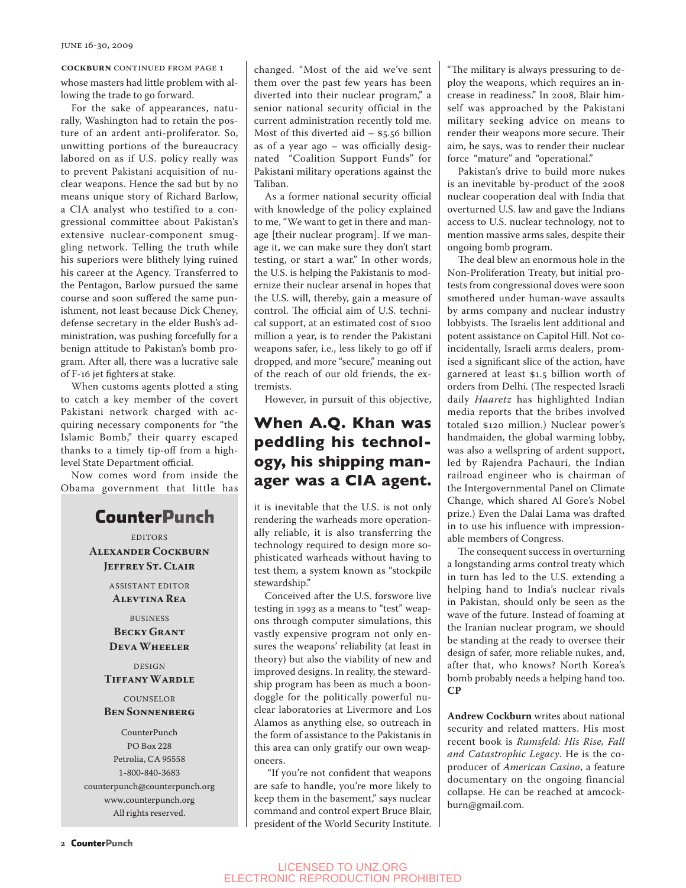**COCKBURN** CONTINUED FROM PAGE 1

whose masters had little problem with allowing the trade to go forward.

For the sake of appearances, naturally, Washington had to retain the posture of an ardent anti-proliferator. So, unwitting portions of the bureaucracy labored on as if U.S. policy really was to prevent Pakistani acquisition of nuclear weapons. Hence the sad but by no means unique story of Richard Barlow, a CIA analyst who testified to a congressional committee about Pakistan's extensive nuclear-component smuggling network. Telling the truth while his superiors were blithely lying ruined his career at the Agency. Transferred to the Pentagon, Barlow pursued the same course and soon suffered the same punishment, not least because Dick Cheney, defense secretary in the elder Bush's administration, was pushing forcefully for a benign attitude to Pakistan's bomb program. After all, there was a lucrative sale of F-16 jet fighters at stake.

When customs agents plotted a sting to catch a key member of the covert Pakistani network charged with acquiring necessary components for "the Islamic Bomb," their quarry escaped thanks to a timely tip-off from a high-level State Department official.

Now comes word from inside the Obama government that little has changed. "Most of the aid we've sent them over the past few years has been diverted into their nuclear program," a senior national security official in the current administration recently told me. Most of this diverted aid – $5.56 billion as of a year ago – was officially designated "Coalition Support Funds" for Pakistani military operations against the Taliban.

As a former national security official with knowledge of the policy explained to me, "We want to get in there and manage [their nuclear program]. If we manage it, we can make sure they don't start testing, or start a war." In other words, the U.S. is helping the Pakistanis to modernize their nuclear arsenal in hopes that the U.S. will, thereby, gain a measure of control. The official aim of U.S. technical support, at an estimated cost of $100 million a year, is to render the Pakistani weapons safer, i.e., less likely to go off if dropped, and more "secure," meaning out of the reach of our old friends, the extremists.

However, in pursuit of this objective,

## When A.Q. Khan was peddling his technology, his shipping manager was a CIA agent.

it is inevitable that the U.S. is not only rendering the warheads more operationally reliable, it is also transferring the technology required to design more sophisticated warheads without having to test them, a system known as "stockpile stewardship."

Conceived after the U.S. forswore live testing in 1993 as a means to "test" weapons through computer simulations, this vastly expensive program not only ensures the weapons' reliability (at least in theory) but also the viability of new and improved designs. In reality, the stewardship program has been as much a boondoggle for the politically powerful nuclear laboratories at Livermore and Los Alamos as anything else, so outreach in the form of assistance to the Pakistanis in this area can only gratify our own weaponeers.

"If you're not confident that weapons are safe to handle, you're more likely to keep them in the basement," says nuclear command and control expert Bruce Blair, president of the World Security Institute. "The military is always pressuring to deploy the weapons, which requires an increase in readiness." In 2008, Blair himself was approached by the Pakistani military seeking advice on means to render their weapons more secure. Their aim, he says, was to render their nuclear force "mature" and "operational."

Pakistan's drive to build more nukes is an inevitable by-product of the 2008 nuclear cooperation deal with India that overturned U.S. law and gave the Indians access to U.S. nuclear technology, not to mention massive arms sales, despite their ongoing bomb program.

The deal blew an enormous hole in the Non-Proliferation Treaty, but initial protests from congressional doves were soon smothered under human-wave assaults by arms company and nuclear industry lobbyists. The Israelis lent additional and potent assistance on Capitol Hill. Not coincidentally, Israeli arms dealers, promised a significant slice of the action, have garnered at least $1.5 billion worth of orders from Delhi. (The respected Israeli daily *Haaretz* has highlighted Indian media reports that the bribes involved totaled $120 million.) Nuclear power's handmaiden, the global warming lobby, was also a wellspring of ardent support, led by Rajendra Pachauri, the Indian railroad engineer who is chairman of the Intergovernmental Panel on Climate Change, which shared Al Gore's Nobel prize.) Even the Dalai Lama was drafted in to use his influence with impressionable members of Congress.

The consequent success in overturning a longstanding arms control treaty which in turn has led to the U.S. extending a helping hand to India's nuclear rivals in Pakistan, should only be seen as the wave of the future. Instead of foaming at the Iranian nuclear program, we should be standing at the ready to oversee their design of safer, more reliable nukes, and, after that, who knows? North Korea's bomb probably needs a helping hand too. **CP**

**Andrew Cockburn** writes about national security and related matters. His most recent book is *Rumsfeld: His Rise, Fall and Catastrophic Legacy*. He is the co-producer of *American Casino*, a feature documentary on the ongoing financial collapse. He can be reached at amcockburn@gmail.com.

---

**CounterPunch**

EDITORS
**Alexander Cockburn**
**Jeffrey St. Clair**

ASSISTANT EDITOR
**Alevtina Rea**

BUSINESS
**Becky Grant**
**Deva Wheeler**

DESIGN
**Tiffany Wardle**

COUNSELOR
**Ben Sonnenberg**

CounterPunch
PO Box 228
Petrolia, CA 95558
1-800-840-3683
counterpunch@counterpunch.org
www.counterpunch.org
All rights reserved.

LICENSED TO UNZ.ORG
ELECTRONIC REPRODUCTION PROHIBITED